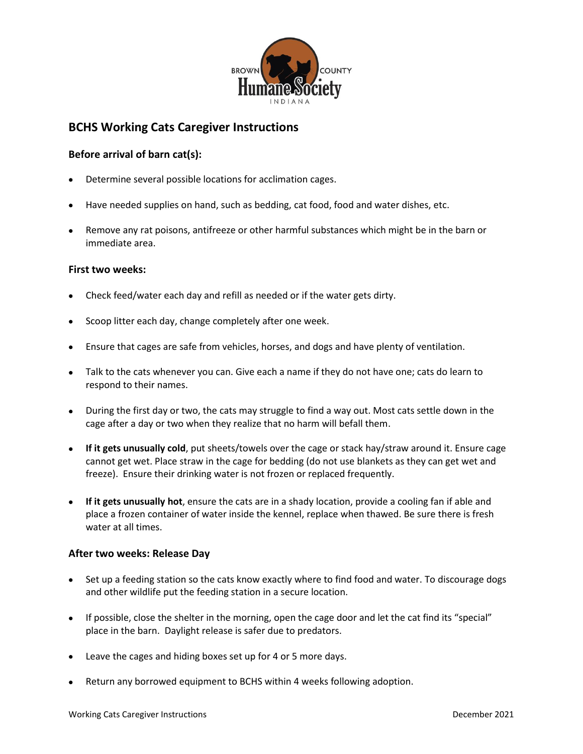BROWN COUNTY Humane Society INDIANA

## BCHS Working Cats Caregiver Instructions

### Before arrival of barn cat(s):

- Determine several possible locations for acclimation cages.
- Have needed supplies on hand, such as bedding, cat food, food and water dishes, etc.
- Remove any rat poisons, antifreeze or other harmful substances which might be in the barn or immediate area.

### First two weeks:

- Check feed/water each day and refill as needed or if the water gets dirty.
- Scoop litter each day, change completely after one week.
- Ensure that cages are safe from vehicles, horses, and dogs and have plenty of ventilation.
- Talk to the cats whenever you can. Give each a name if they do not have one; cats do learn to respond to their names.
- During the first day or two, the cats may struggle to find a way out. Most cats settle down in the cage after a day or two when they realize that no harm will befall them.
- **If it gets unusually cold**, put sheets/towels over the cage or stack hay/straw around it. Ensure cage cannot get wet. Place straw in the cage for bedding (do not use blankets as they can get wet and freeze). Ensure their drinking water is not frozen or replaced frequently.
- **If it gets unusually hot**, ensure the cats are in a shady location, provide a cooling fan if able and place a frozen container of water inside the kennel, replace when thawed. Be sure there is fresh water at all times.

### After two weeks: Release Day

- Set up a feeding station so the cats know exactly where to find food and water. To discourage dogs and other wildlife put the feeding station in a secure location.
- If possible, close the shelter in the morning, open the cage door and let the cat find its "special" place in the barn. Daylight release is safer due to predators.
- Leave the cages and hiding boxes set up for 4 or 5 more days.
- Return any borrowed equipment to BCHS within 4 weeks following adoption.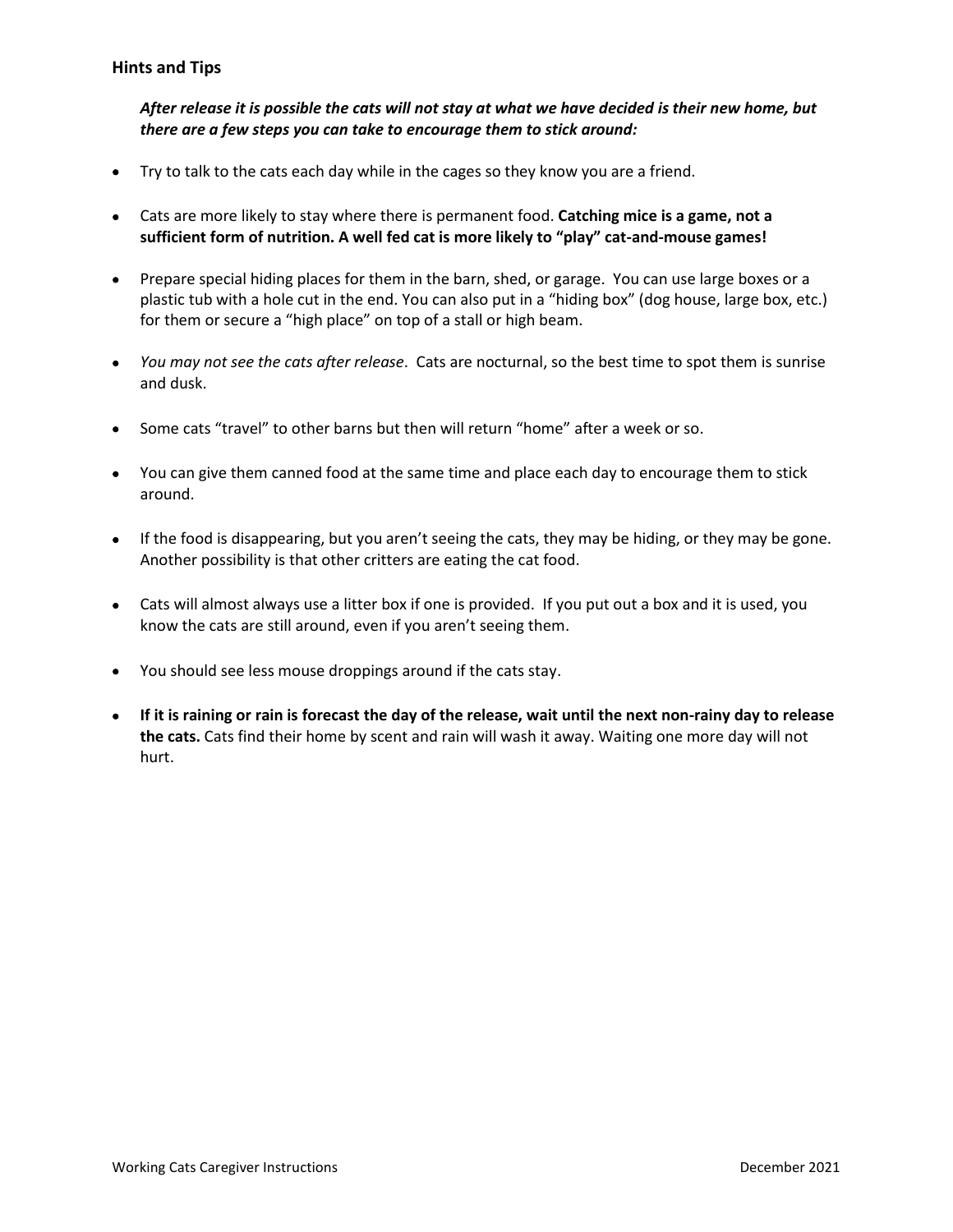## Hints and Tips

***After release it is possible the cats will not stay at what we have decided is their new home, but there are a few steps you can take to encourage them to stick around:***

- Try to talk to the cats each day while in the cages so they know you are a friend.
- Cats are more likely to stay where there is permanent food. **Catching mice is a game, not a sufficient form of nutrition. A well fed cat is more likely to "play" cat-and-mouse games!**
- Prepare special hiding places for them in the barn, shed, or garage. You can use large boxes or a plastic tub with a hole cut in the end. You can also put in a "hiding box" (dog house, large box, etc.) for them or secure a "high place" on top of a stall or high beam.
- *You may not see the cats after release*. Cats are nocturnal, so the best time to spot them is sunrise and dusk.
- Some cats "travel" to other barns but then will return "home" after a week or so.
- You can give them canned food at the same time and place each day to encourage them to stick around.
- If the food is disappearing, but you aren't seeing the cats, they may be hiding, or they may be gone. Another possibility is that other critters are eating the cat food.
- Cats will almost always use a litter box if one is provided. If you put out a box and it is used, you know the cats are still around, even if you aren't seeing them.
- You should see less mouse droppings around if the cats stay.
- **If it is raining or rain is forecast the day of the release, wait until the next non-rainy day to release the cats.** Cats find their home by scent and rain will wash it away. Waiting one more day will not hurt.